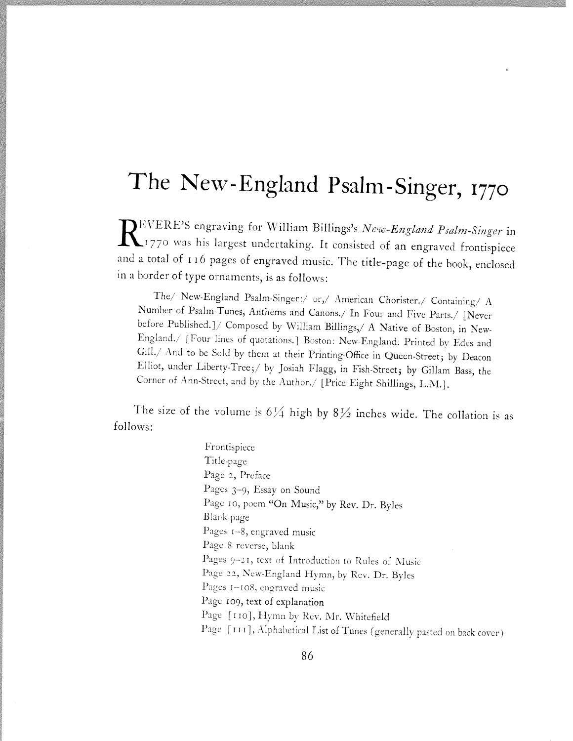# The New-England Psalm-Singer, 1770

REVERE'S engraving for William Billings's *New-England Psalm-Singer* in 1770 was his largest undertaking. It consisted of an engraved frontispiece and a total of 116 pages of engraved music. The title-page of the book, enclosed in a border of type ornaments, is as follows:

> The/ New-England Psalm-Singer:/ or,/ American Chorister./ Containing/ A Number of Psalm-Tunes, Anthems and Canons./ In Four and Five Parts./ [Never before Published.]/ Composed by William Billings,/ A Native of Boston, in New-England./ [Four lines of quotations.] Boston: New-England. Printed by Edes and Gill./ And to be Sold by them at their Printing-Office in Queen-Street; by Deacon Elliot, under Liberty-Tree;/ by Josiah Flagg, in Fish-Street; by Gillam Bass, the Corner of Ann-Street, and by the Author./ [Price Eight Shillings, L.M.].

The size of the volume is 6¼ high by 8½ inches wide. The collation is as follows:

Frontispiece
Title-page
Page 2, Preface
Pages 3–9, Essay on Sound
Page 10, poem "On Music," by Rev. Dr. Byles
Blank page
Pages 1–8, engraved music
Page 8 reverse, blank
Pages 9–21, text of Introduction to Rules of Music
Page 22, New-England Hymn, by Rev. Dr. Byles
Pages 1–108, engraved music
Page 109, text of explanation
Page [110], Hymn by Rev. Mr. Whitefield
Page [111], Alphabetical List of Tunes (generally pasted on back cover)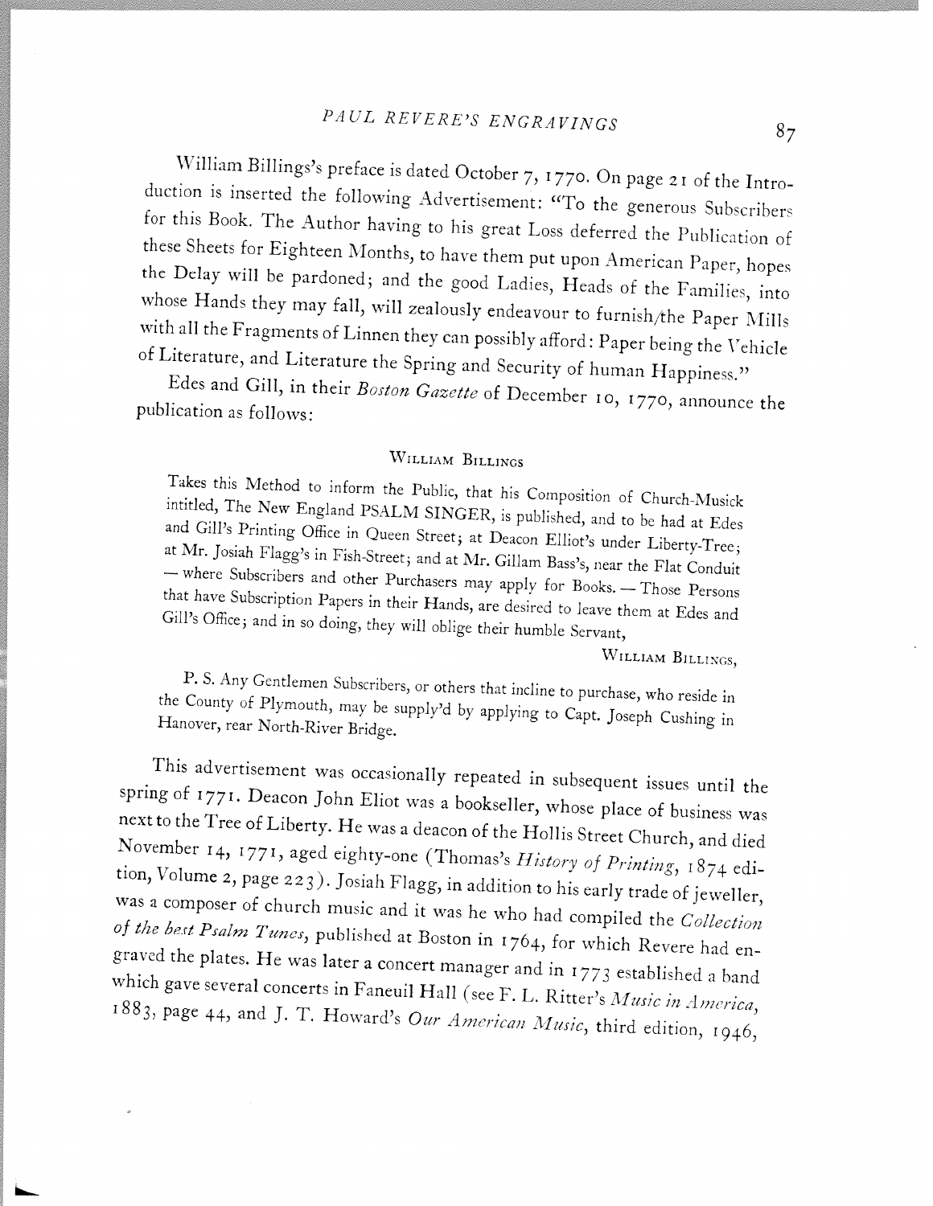William Billings's preface is dated October 7, 1770. On page 21 of the Introduction is inserted the following Advertisement: "To the generous Subscribers for this Book. The Author having to his great Loss deferred the Publication of these Sheets for Eighteen Months, to have them put upon American Paper, hopes the Delay will be pardoned; and the good Ladies, Heads of the Families, into whose Hands they may fall, will zealously endeavour to furnish/the Paper Mills with all the Fragments of Linnen they can possibly afford: Paper being the Vehicle of Literature, and Literature the Spring and Security of human Happiness."

Edes and Gill, in their *Boston Gazette* of December 10, 1770, announce the publication as follows:

<center>William Billings</center>

> Takes this Method to inform the Public, that his Composition of Church-Musick intitled, The New England PSALM SINGER, is published, and to be had at Edes and Gill's Printing Office in Queen Street; at Deacon Elliot's under Liberty-Tree; at Mr. Josiah Flagg's in Fish-Street; and at Mr. Gillam Bass's, near the Flat Conduit — where Subscribers and other Purchasers may apply for Books. — Those Persons that have Subscription Papers in their Hands, are desired to leave them at Edes and Gill's Office; and in so doing, they will oblige their humble Servant,
>
> William Billings,
>
> P. S. Any Gentlemen Subscribers, or others that incline to purchase, who reside in the County of Plymouth, may be supply'd by applying to Capt. Joseph Cushing in Hanover, rear North-River Bridge.

This advertisement was occasionally repeated in subsequent issues until the spring of 1771. Deacon John Eliot was a bookseller, whose place of business was next to the Tree of Liberty. He was a deacon of the Hollis Street Church, and died November 14, 1771, aged eighty-one (Thomas's *History of Printing*, 1874 edition, Volume 2, page 223). Josiah Flagg, in addition to his early trade of jeweller, was a composer of church music and it was he who had compiled the *Collection of the best Psalm Tunes*, published at Boston in 1764, for which Revere had engraved the plates. He was later a concert manager and in 1773 established a band which gave several concerts in Faneuil Hall (see F. L. Ritter's *Music in America*, 1883, page 44, and J. T. Howard's *Our American Music*, third edition, 1946,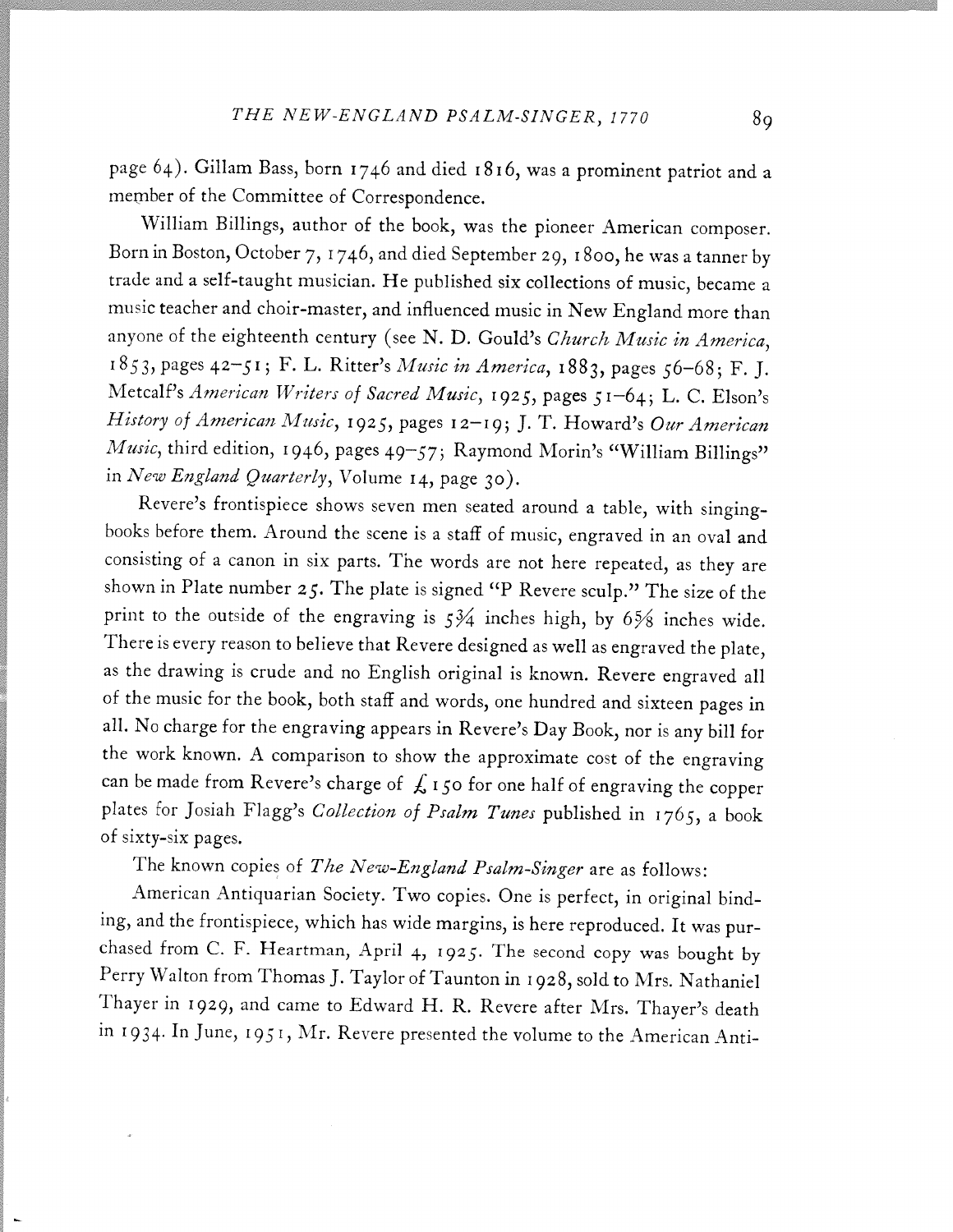page 64). Gillam Bass, born 1746 and died 1816, was a prominent patriot and a member of the Committee of Correspondence.

William Billings, author of the book, was the pioneer American composer. Born in Boston, October 7, 1746, and died September 29, 1800, he was a tanner by trade and a self-taught musician. He published six collections of music, became a music teacher and choir-master, and influenced music in New England more than anyone of the eighteenth century (see N. D. Gould's *Church Music in America*, 1853, pages 42–51; F. L. Ritter's *Music in America*, 1883, pages 56–68; F. J. Metcalf's *American Writers of Sacred Music*, 1925, pages 51–64; L. C. Elson's *History of American Music*, 1925, pages 12–19; J. T. Howard's *Our American Music*, third edition, 1946, pages 49–57; Raymond Morin's "William Billings" in *New England Quarterly*, Volume 14, page 30).

Revere's frontispiece shows seven men seated around a table, with singing-books before them. Around the scene is a staff of music, engraved in an oval and consisting of a canon in six parts. The words are not here repeated, as they are shown in Plate number 25. The plate is signed "P Revere sculp." The size of the print to the outside of the engraving is 5¾ inches high, by 6⅝ inches wide. There is every reason to believe that Revere designed as well as engraved the plate, as the drawing is crude and no English original is known. Revere engraved all of the music for the book, both staff and words, one hundred and sixteen pages in all. No charge for the engraving appears in Revere's Day Book, nor is any bill for the work known. A comparison to show the approximate cost of the engraving can be made from Revere's charge of £150 for one half of engraving the copper plates for Josiah Flagg's *Collection of Psalm Tunes* published in 1765, a book of sixty-six pages.

The known copies of *The New-England Psalm-Singer* are as follows:

American Antiquarian Society. Two copies. One is perfect, in original binding, and the frontispiece, which has wide margins, is here reproduced. It was purchased from C. F. Heartman, April 4, 1925. The second copy was bought by Perry Walton from Thomas J. Taylor of Taunton in 1928, sold to Mrs. Nathaniel Thayer in 1929, and came to Edward H. R. Revere after Mrs. Thayer's death in 1934. In June, 1951, Mr. Revere presented the volume to the American Anti-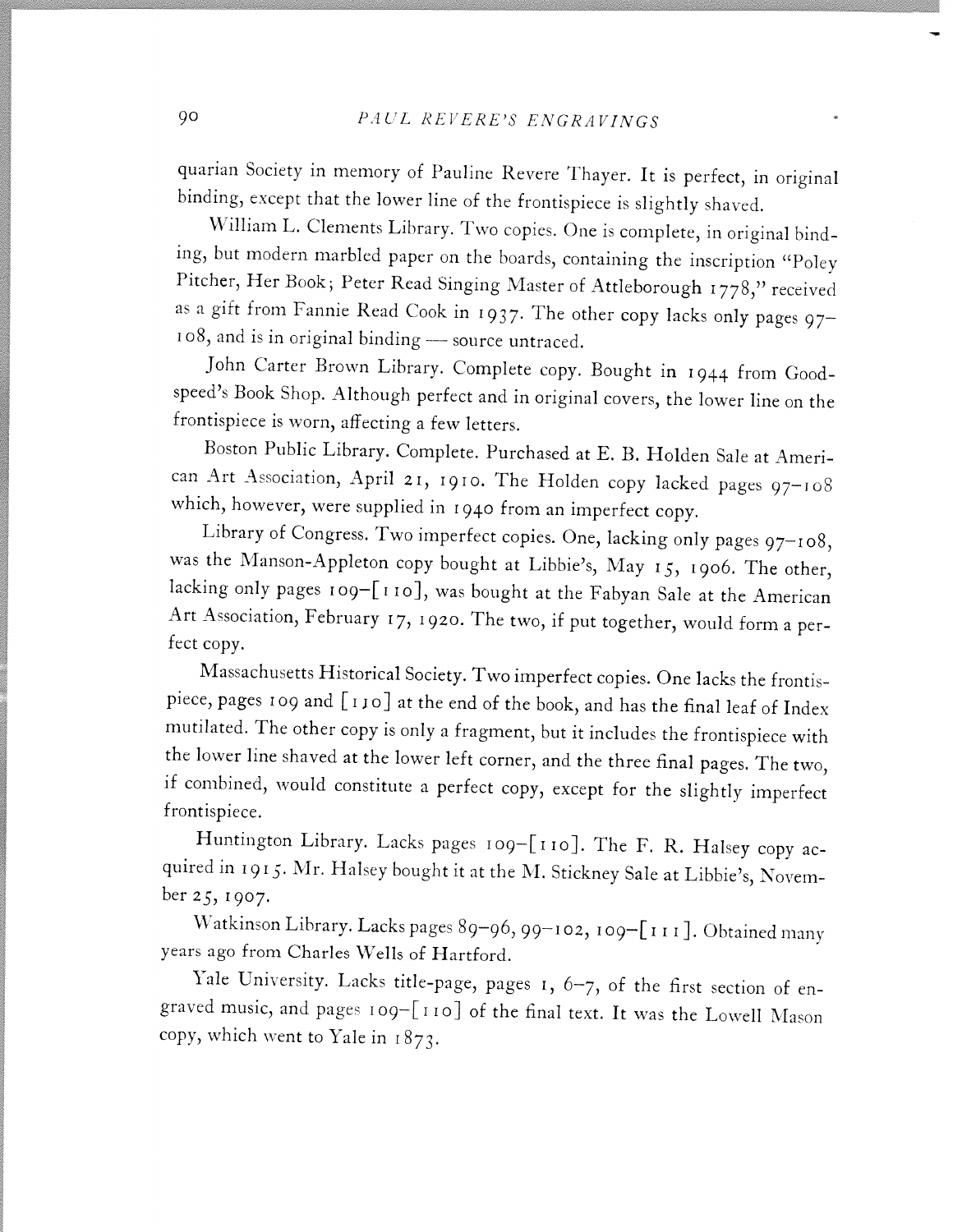quarian Society in memory of Pauline Revere Thayer. It is perfect, in original binding, except that the lower line of the frontispiece is slightly shaved.

William L. Clements Library. Two copies. One is complete, in original binding, but modern marbled paper on the boards, containing the inscription "Poley Pitcher, Her Book; Peter Read Singing Master of Attleborough 1778," received as a gift from Fannie Read Cook in 1937. The other copy lacks only pages 97–108, and is in original binding — source untraced.

John Carter Brown Library. Complete copy. Bought in 1944 from Goodspeed's Book Shop. Although perfect and in original covers, the lower line on the frontispiece is worn, affecting a few letters.

Boston Public Library. Complete. Purchased at E. B. Holden Sale at American Art Association, April 21, 1910. The Holden copy lacked pages 97–108 which, however, were supplied in 1940 from an imperfect copy.

Library of Congress. Two imperfect copies. One, lacking only pages 97–108, was the Manson-Appleton copy bought at Libbie's, May 15, 1906. The other, lacking only pages 109–[110], was bought at the Fabyan Sale at the American Art Association, February 17, 1920. The two, if put together, would form a perfect copy.

Massachusetts Historical Society. Two imperfect copies. One lacks the frontispiece, pages 109 and [110] at the end of the book, and has the final leaf of Index mutilated. The other copy is only a fragment, but it includes the frontispiece with the lower line shaved at the lower left corner, and the three final pages. The two, if combined, would constitute a perfect copy, except for the slightly imperfect frontispiece.

Huntington Library. Lacks pages 109–[110]. The F. R. Halsey copy acquired in 1915. Mr. Halsey bought it at the M. Stickney Sale at Libbie's, November 25, 1907.

Watkinson Library. Lacks pages 89–96, 99–102, 109–[111]. Obtained many years ago from Charles Wells of Hartford.

Yale University. Lacks title-page, pages 1, 6–7, of the first section of engraved music, and pages 109–[110] of the final text. It was the Lowell Mason copy, which went to Yale in 1873.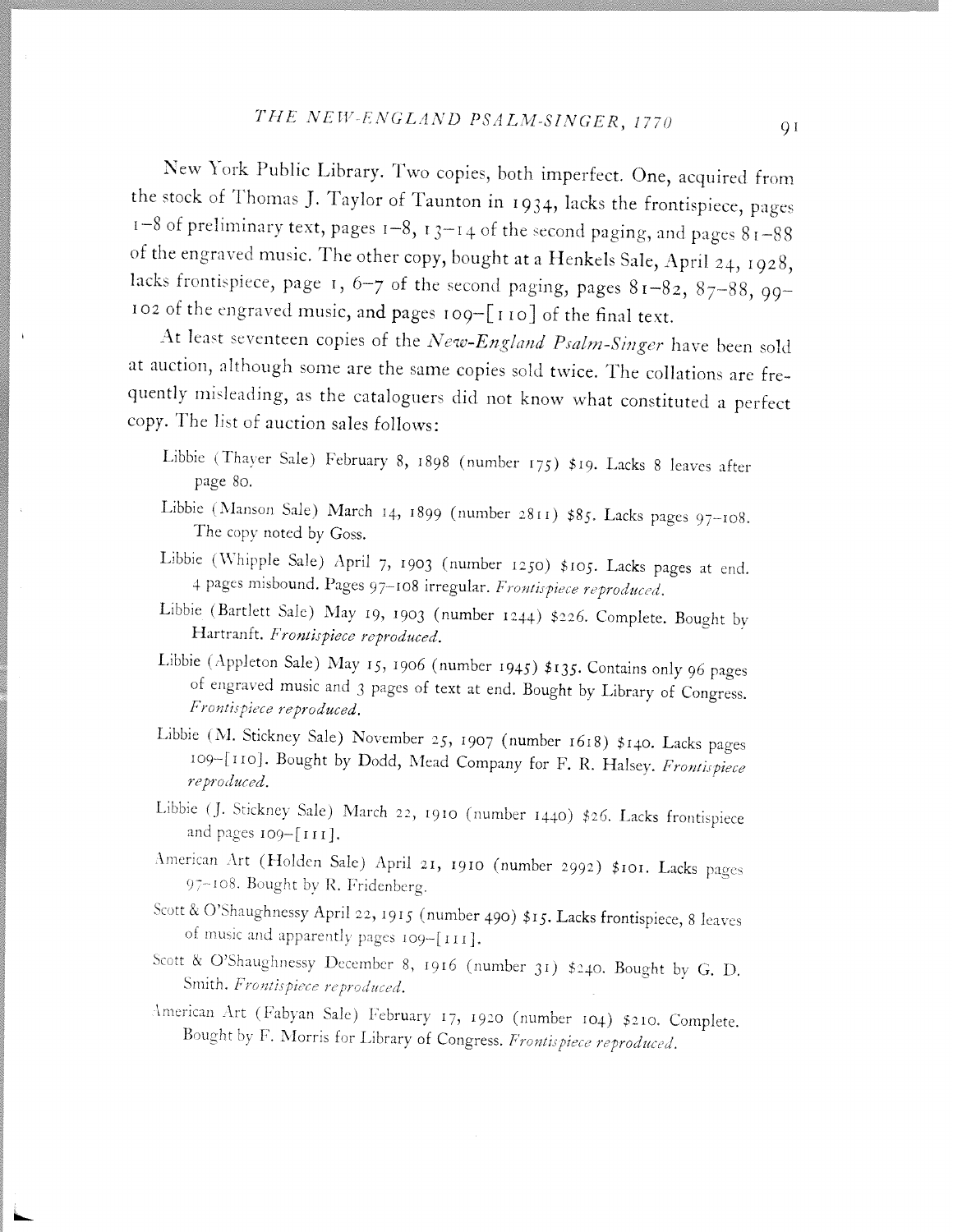New York Public Library. Two copies, both imperfect. One, acquired from the stock of Thomas J. Taylor of Taunton in 1934, lacks the frontispiece, pages 1–8 of preliminary text, pages 1–8, 13–14 of the second paging, and pages 81–88 of the engraved music. The other copy, bought at a Henkels Sale, April 24, 1928, lacks frontispiece, page 1, 6–7 of the second paging, pages 81–82, 87–88, 99–102 of the engraved music, and pages 109–[110] of the final text.

At least seventeen copies of the *New-England Psalm-Singer* have been sold at auction, although some are the same copies sold twice. The collations are frequently misleading, as the cataloguers did not know what constituted a perfect copy. The list of auction sales follows:

Libbie (Thayer Sale) February 8, 1898 (number 175) $19. Lacks 8 leaves after page 80.

Libbie (Manson Sale) March 14, 1899 (number 2811) $85. Lacks pages 97–108. The copy noted by Goss.

Libbie (Whipple Sale) April 7, 1903 (number 1250) $105. Lacks pages at end. 4 pages misbound. Pages 97–108 irregular. *Frontispiece reproduced.*

Libbie (Bartlett Sale) May 19, 1903 (number 1244) $226. Complete. Bought by Hartranft. *Frontispiece reproduced.*

Libbie (Appleton Sale) May 15, 1906 (number 1945) $135. Contains only 96 pages of engraved music and 3 pages of text at end. Bought by Library of Congress. *Frontispiece reproduced.*

Libbie (M. Stickney Sale) November 25, 1907 (number 1618) $140. Lacks pages 109–[110]. Bought by Dodd, Mead Company for F. R. Halsey. *Frontispiece reproduced.*

Libbie (J. Stickney Sale) March 22, 1910 (number 1440) $26. Lacks frontispiece and pages 109–[111].

American Art (Holden Sale) April 21, 1910 (number 2992) $101. Lacks pages 97–108. Bought by R. Fridenberg.

Scott & O'Shaughnessy April 22, 1915 (number 490) $15. Lacks frontispiece, 8 leaves of music and apparently pages 109–[111].

Scott & O'Shaughnessy December 8, 1916 (number 31) $240. Bought by G. D. Smith. *Frontispiece reproduced.*

American Art (Fabyan Sale) February 17, 1920 (number 104) $210. Complete. Bought by F. Morris for Library of Congress. *Frontispiece reproduced.*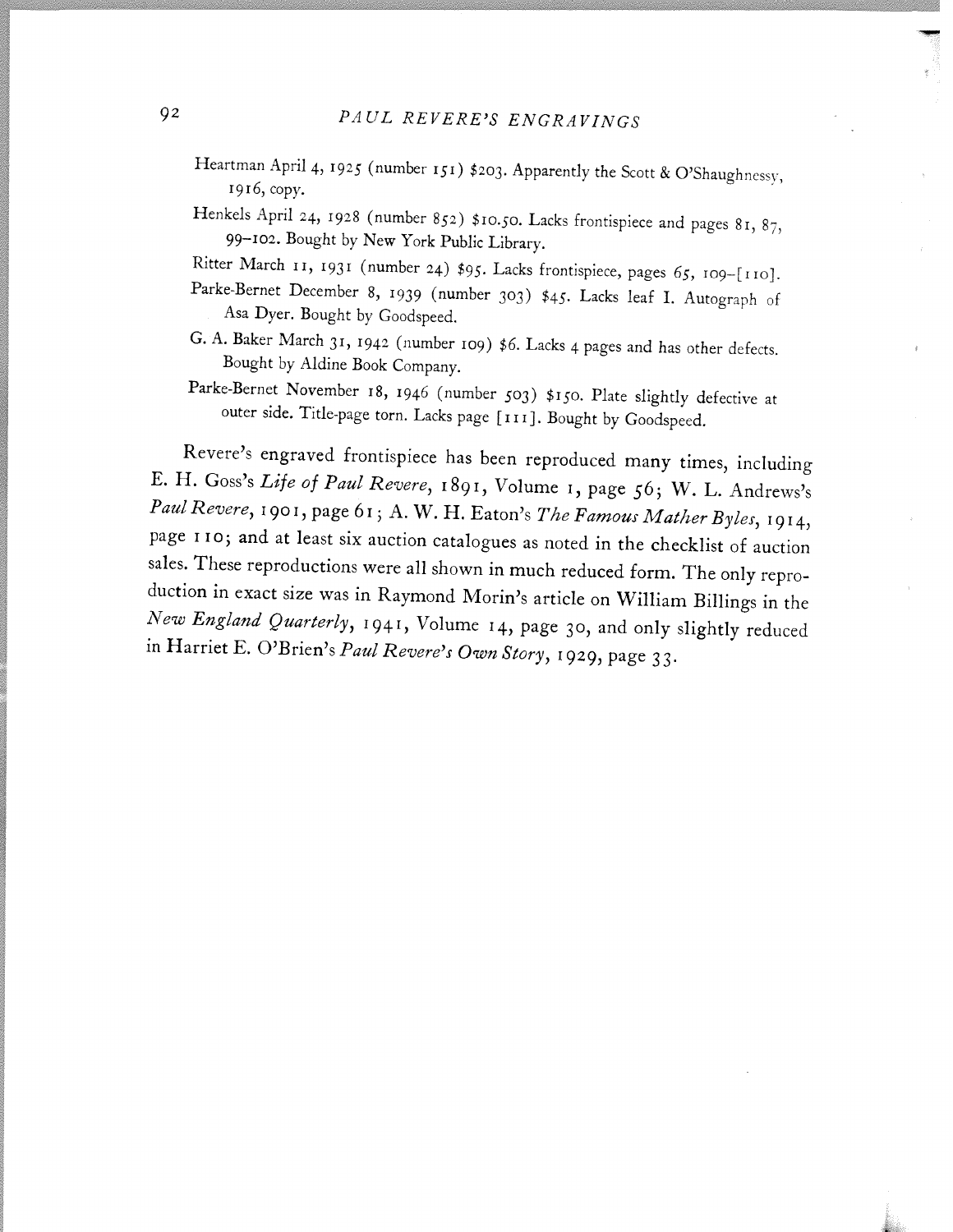Heartman April 4, 1925 (number 151) $203. Apparently the Scott & O'Shaughnessy, 1916, copy.

Henkels April 24, 1928 (number 852) $10.50. Lacks frontispiece and pages 81, 87, 99–102. Bought by New York Public Library.

Ritter March 11, 1931 (number 24) $95. Lacks frontispiece, pages 65, 109–[110].

Parke-Bernet December 8, 1939 (number 303) $45. Lacks leaf I. Autograph of Asa Dyer. Bought by Goodspeed.

G. A. Baker March 31, 1942 (number 109) $6. Lacks 4 pages and has other defects. Bought by Aldine Book Company.

Parke-Bernet November 18, 1946 (number 503) $150. Plate slightly defective at outer side. Title-page torn. Lacks page [111]. Bought by Goodspeed.

Revere's engraved frontispiece has been reproduced many times, including E. H. Goss's *Life of Paul Revere*, 1891, Volume 1, page 56; W. L. Andrews's *Paul Revere*, 1901, page 61; A. W. H. Eaton's *The Famous Mather Byles*, 1914, page 110; and at least six auction catalogues as noted in the checklist of auction sales. These reproductions were all shown in much reduced form. The only reproduction in exact size was in Raymond Morin's article on William Billings in the *New England Quarterly*, 1941, Volume 14, page 30, and only slightly reduced in Harriet E. O'Brien's *Paul Revere's Own Story*, 1929, page 33.